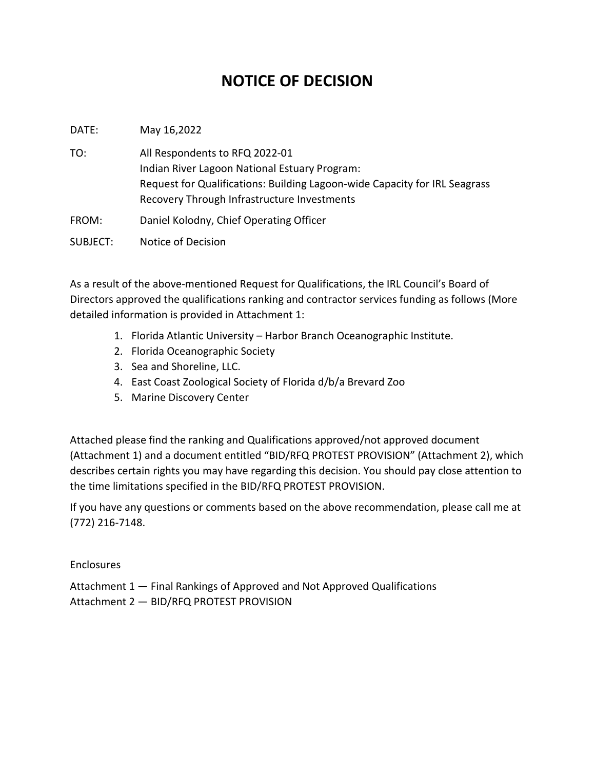# NOTICE OF DECISION

DATE: May 16,2022

TO: All Respondents to RFQ 2022-01
Indian River Lagoon National Estuary Program:
Request for Qualifications: Building Lagoon-wide Capacity for IRL Seagrass Recovery Through Infrastructure Investments

FROM: Daniel Kolodny, Chief Operating Officer

SUBJECT: Notice of Decision

As a result of the above-mentioned Request for Qualifications, the IRL Council's Board of Directors approved the qualifications ranking and contractor services funding as follows (More detailed information is provided in Attachment 1:

1. Florida Atlantic University – Harbor Branch Oceanographic Institute.
2. Florida Oceanographic Society
3. Sea and Shoreline, LLC.
4. East Coast Zoological Society of Florida d/b/a Brevard Zoo
5. Marine Discovery Center

Attached please find the ranking and Qualifications approved/not approved document (Attachment 1) and a document entitled "BID/RFQ PROTEST PROVISION" (Attachment 2), which describes certain rights you may have regarding this decision. You should pay close attention to the time limitations specified in the BID/RFQ PROTEST PROVISION.

If you have any questions or comments based on the above recommendation, please call me at (772) 216-7148.

Enclosures

Attachment 1 — Final Rankings of Approved and Not Approved Qualifications
Attachment 2 — BID/RFQ PROTEST PROVISION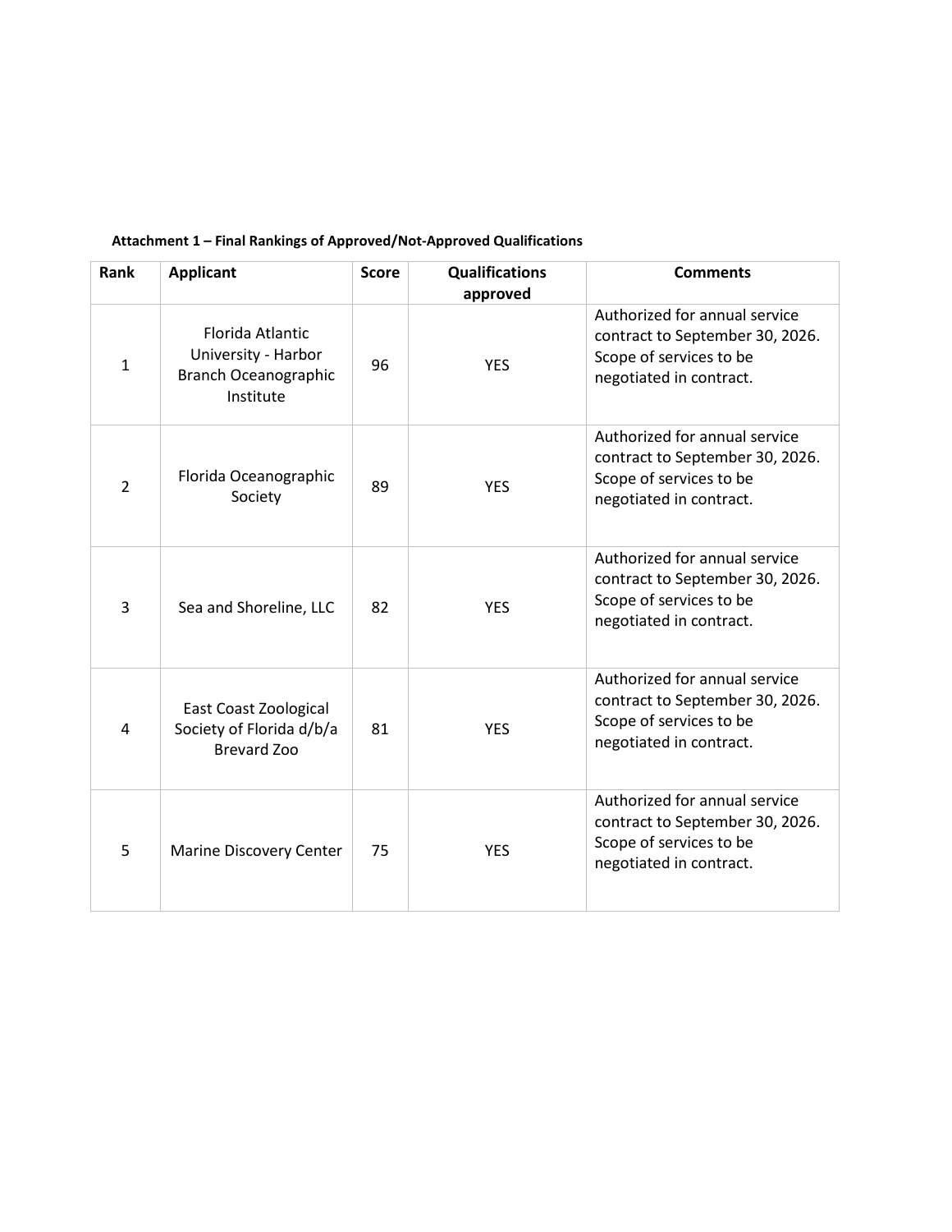**Attachment 1 – Final Rankings of Approved/Not-Approved Qualifications**

| Rank | Applicant | Score | Qualifications approved | Comments |
|---|---|---|---|---|
| 1 | Florida Atlantic University - Harbor Branch Oceanographic Institute | 96 | YES | Authorized for annual service contract to September 30, 2026. Scope of services to be negotiated in contract. |
| 2 | Florida Oceanographic Society | 89 | YES | Authorized for annual service contract to September 30, 2026. Scope of services to be negotiated in contract. |
| 3 | Sea and Shoreline, LLC | 82 | YES | Authorized for annual service contract to September 30, 2026. Scope of services to be negotiated in contract. |
| 4 | East Coast Zoological Society of Florida d/b/a Brevard Zoo | 81 | YES | Authorized for annual service contract to September 30, 2026. Scope of services to be negotiated in contract. |
| 5 | Marine Discovery Center | 75 | YES | Authorized for annual service contract to September 30, 2026. Scope of services to be negotiated in contract. |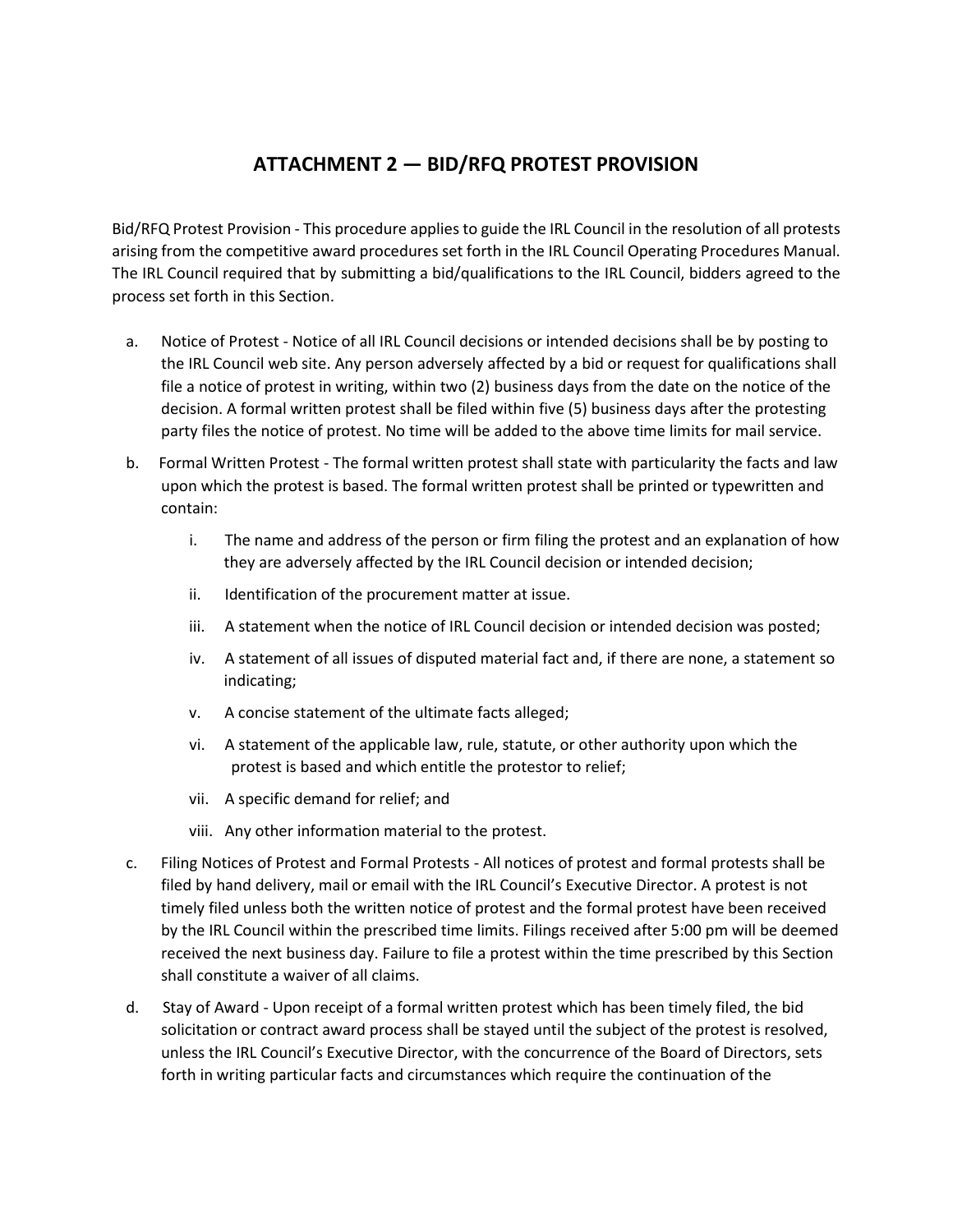# ATTACHMENT 2 — BID/RFQ PROTEST PROVISION

Bid/RFQ Protest Provision - This procedure applies to guide the IRL Council in the resolution of all protests arising from the competitive award procedures set forth in the IRL Council Operating Procedures Manual. The IRL Council required that by submitting a bid/qualifications to the IRL Council, bidders agreed to the process set forth in this Section.

a. Notice of Protest - Notice of all IRL Council decisions or intended decisions shall be by posting to the IRL Council web site. Any person adversely affected by a bid or request for qualifications shall file a notice of protest in writing, within two (2) business days from the date on the notice of the decision. A formal written protest shall be filed within five (5) business days after the protesting party files the notice of protest. No time will be added to the above time limits for mail service.

b. Formal Written Protest - The formal written protest shall state with particularity the facts and law upon which the protest is based. The formal written protest shall be printed or typewritten and contain:

   i. The name and address of the person or firm filing the protest and an explanation of how they are adversely affected by the IRL Council decision or intended decision;

   ii. Identification of the procurement matter at issue.

   iii. A statement when the notice of IRL Council decision or intended decision was posted;

   iv. A statement of all issues of disputed material fact and, if there are none, a statement so indicating;

   v. A concise statement of the ultimate facts alleged;

   vi. A statement of the applicable law, rule, statute, or other authority upon which the protest is based and which entitle the protestor to relief;

   vii. A specific demand for relief; and

   viii. Any other information material to the protest.

c. Filing Notices of Protest and Formal Protests - All notices of protest and formal protests shall be filed by hand delivery, mail or email with the IRL Council's Executive Director. A protest is not timely filed unless both the written notice of protest and the formal protest have been received by the IRL Council within the prescribed time limits. Filings received after 5:00 pm will be deemed received the next business day. Failure to file a protest within the time prescribed by this Section shall constitute a waiver of all claims.

d. Stay of Award - Upon receipt of a formal written protest which has been timely filed, the bid solicitation or contract award process shall be stayed until the subject of the protest is resolved, unless the IRL Council's Executive Director, with the concurrence of the Board of Directors, sets forth in writing particular facts and circumstances which require the continuation of the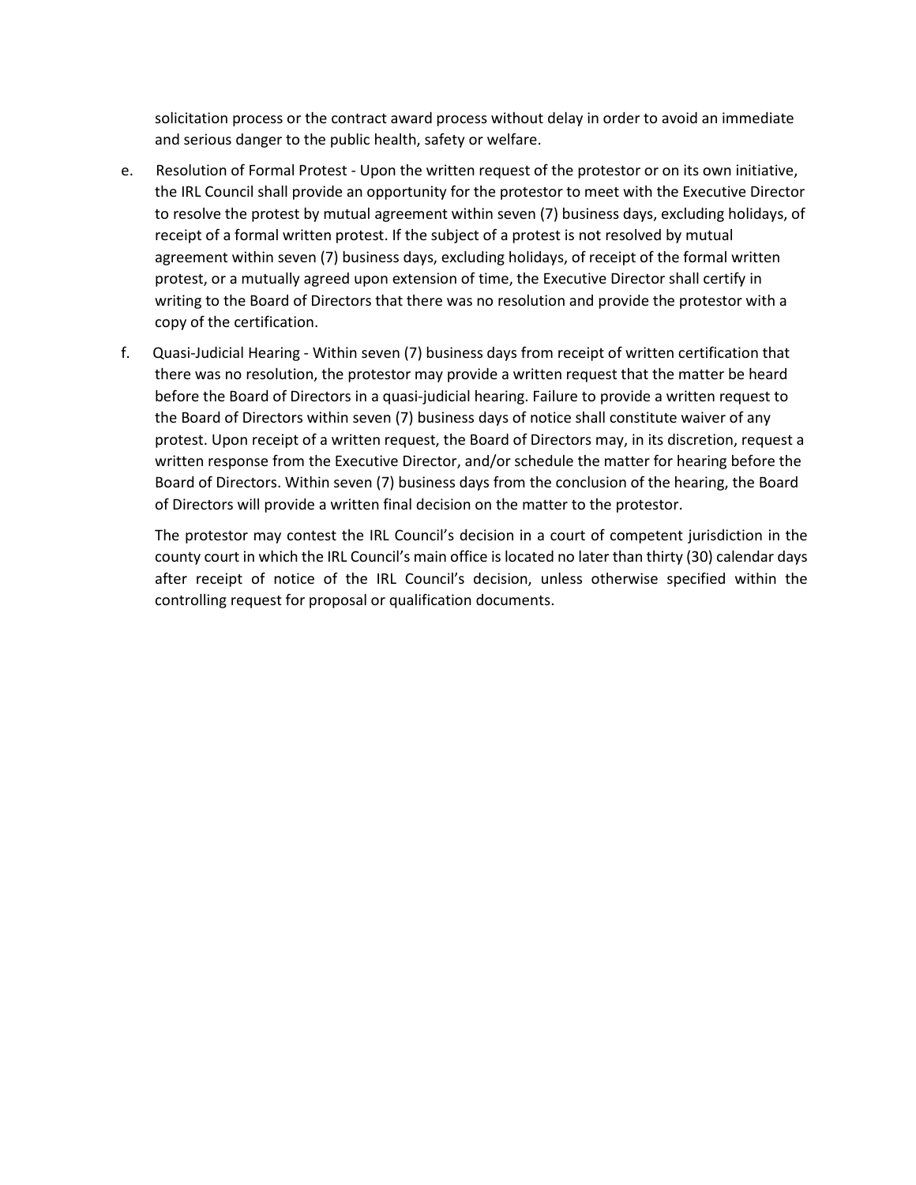solicitation process or the contract award process without delay in order to avoid an immediate and serious danger to the public health, safety or welfare.

e. Resolution of Formal Protest - Upon the written request of the protestor or on its own initiative, the IRL Council shall provide an opportunity for the protestor to meet with the Executive Director to resolve the protest by mutual agreement within seven (7) business days, excluding holidays, of receipt of a formal written protest. If the subject of a protest is not resolved by mutual agreement within seven (7) business days, excluding holidays, of receipt of the formal written protest, or a mutually agreed upon extension of time, the Executive Director shall certify in writing to the Board of Directors that there was no resolution and provide the protestor with a copy of the certification.

f. Quasi-Judicial Hearing - Within seven (7) business days from receipt of written certification that there was no resolution, the protestor may provide a written request that the matter be heard before the Board of Directors in a quasi-judicial hearing. Failure to provide a written request to the Board of Directors within seven (7) business days of notice shall constitute waiver of any protest. Upon receipt of a written request, the Board of Directors may, in its discretion, request a written response from the Executive Director, and/or schedule the matter for hearing before the Board of Directors. Within seven (7) business days from the conclusion of the hearing, the Board of Directors will provide a written final decision on the matter to the protestor.

The protestor may contest the IRL Council's decision in a court of competent jurisdiction in the county court in which the IRL Council's main office is located no later than thirty (30) calendar days after receipt of notice of the IRL Council's decision, unless otherwise specified within the controlling request for proposal or qualification documents.